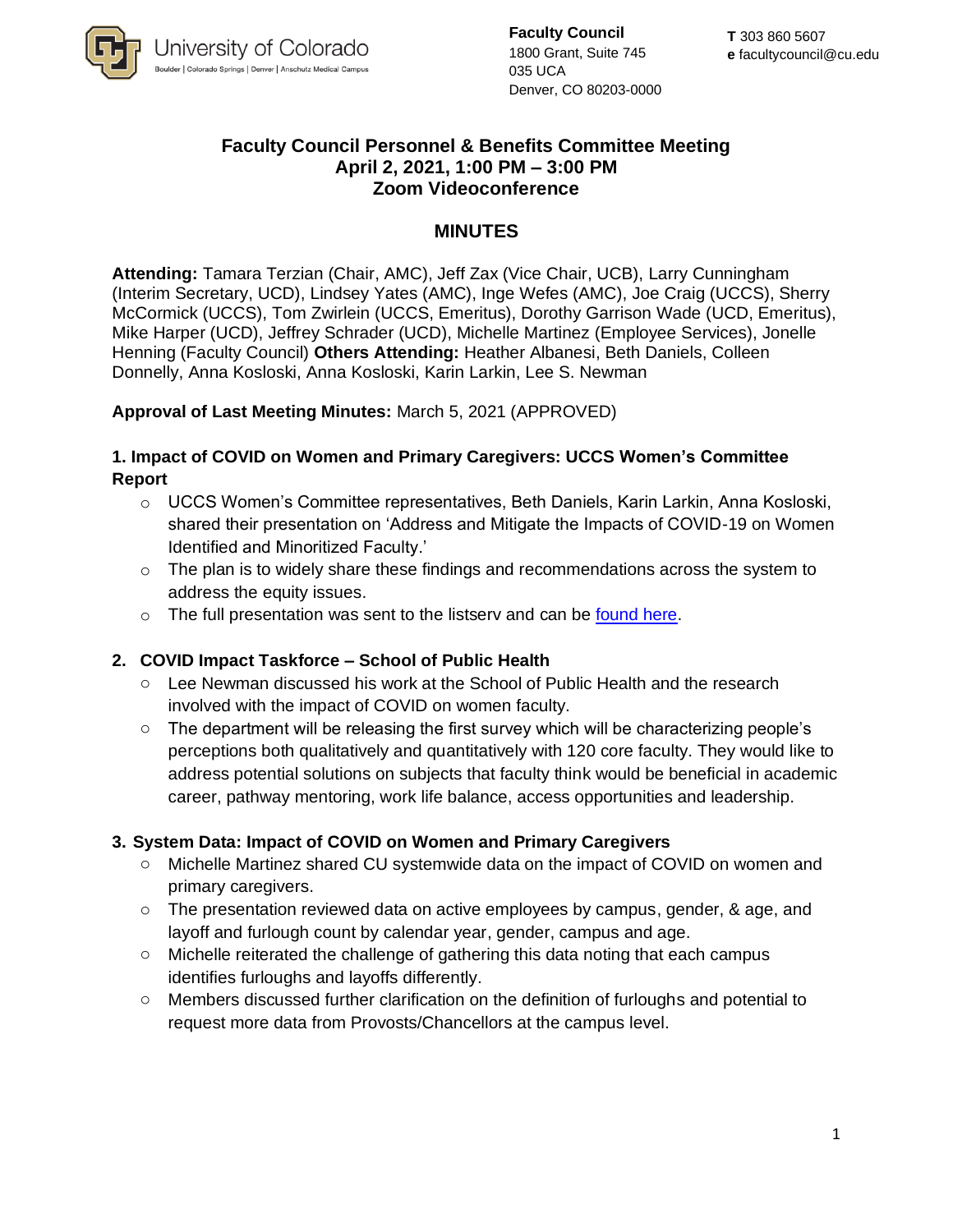University of Colorado
Boulder | Colorado Springs | Denver | Anschutz Medical Campus

**Faculty Council**
1800 Grant, Suite 745
035 UCA
Denver, CO 80203-0000

**T** 303 860 5607
**e** facultycouncil@cu.edu

# Faculty Council Personnel & Benefits Committee Meeting
## April 2, 2021, 1:00 PM – 3:00 PM
## Zoom Videoconference

## MINUTES

**Attending:** Tamara Terzian (Chair, AMC), Jeff Zax (Vice Chair, UCB), Larry Cunningham (Interim Secretary, UCD), Lindsey Yates (AMC), Inge Wefes (AMC), Joe Craig (UCCS), Sherry McCormick (UCCS), Tom Zwirlein (UCCS, Emeritus), Dorothy Garrison Wade (UCD, Emeritus), Mike Harper (UCD), Jeffrey Schrader (UCD), Michelle Martinez (Employee Services), Jonelle Henning (Faculty Council) **Others Attending:** Heather Albanesi, Beth Daniels, Colleen Donnelly, Anna Kosloski, Anna Kosloski, Karin Larkin, Lee S. Newman

**Approval of Last Meeting Minutes:** March 5, 2021 (APPROVED)

### 1. Impact of COVID on Women and Primary Caregivers: UCCS Women's Committee Report

- UCCS Women's Committee representatives, Beth Daniels, Karin Larkin, Anna Kosloski, shared their presentation on 'Address and Mitigate the Impacts of COVID-19 on Women Identified and Minoritized Faculty.'
- The plan is to widely share these findings and recommendations across the system to address the equity issues.
- The full presentation was sent to the listserv and can be found here.

### 2. COVID Impact Taskforce – School of Public Health

- Lee Newman discussed his work at the School of Public Health and the research involved with the impact of COVID on women faculty.
- The department will be releasing the first survey which will be characterizing people's perceptions both qualitatively and quantitatively with 120 core faculty. They would like to address potential solutions on subjects that faculty think would be beneficial in academic career, pathway mentoring, work life balance, access opportunities and leadership.

### 3. System Data: Impact of COVID on Women and Primary Caregivers

- Michelle Martinez shared CU systemwide data on the impact of COVID on women and primary caregivers.
- The presentation reviewed data on active employees by campus, gender, & age, and layoff and furlough count by calendar year, gender, campus and age.
- Michelle reiterated the challenge of gathering this data noting that each campus identifies furloughs and layoffs differently.
- Members discussed further clarification on the definition of furloughs and potential to request more data from Provosts/Chancellors at the campus level.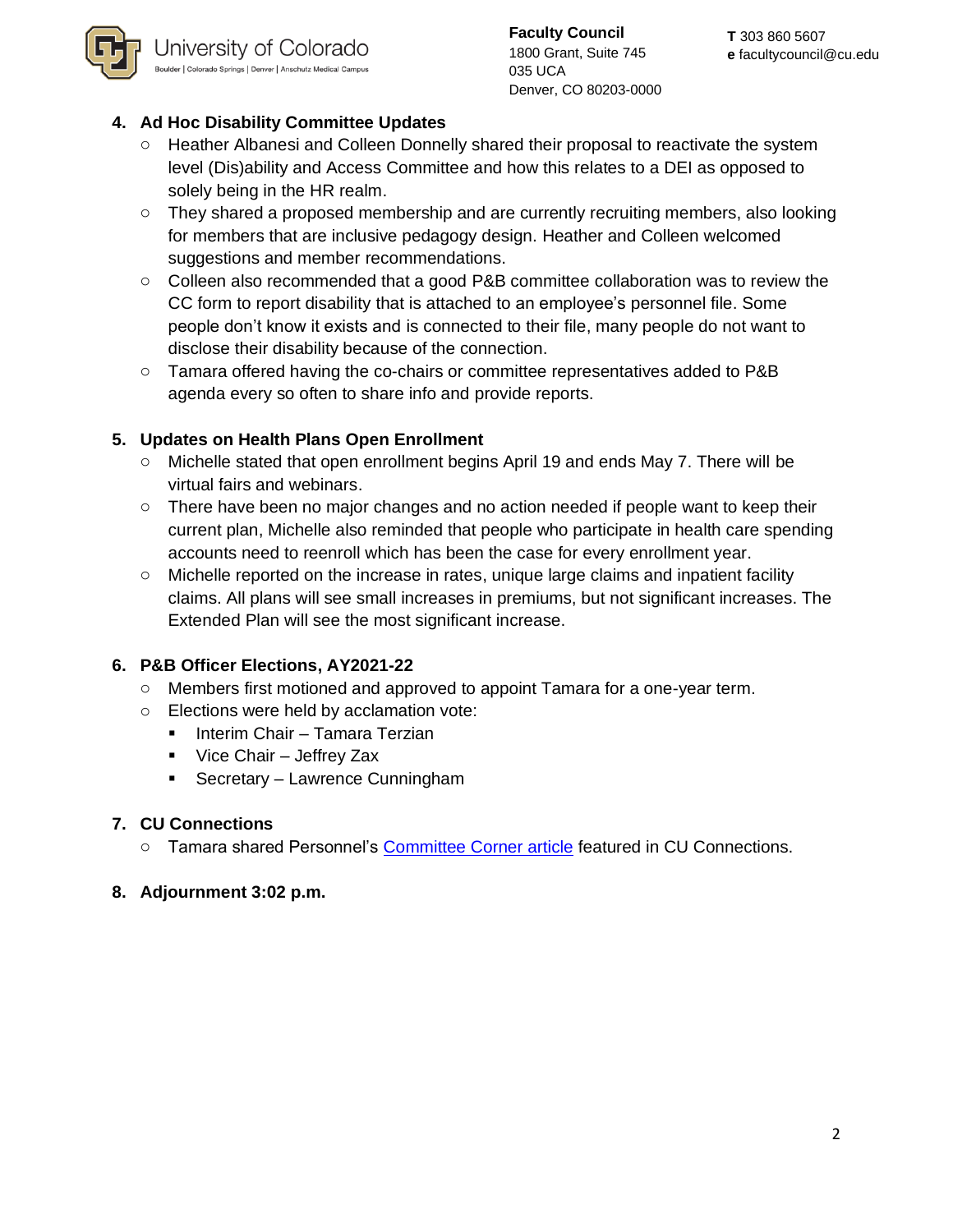4. **Ad Hoc Disability Committee Updates**
   - Heather Albanesi and Colleen Donnelly shared their proposal to reactivate the system level (Dis)ability and Access Committee and how this relates to a DEI as opposed to solely being in the HR realm.
   - They shared a proposed membership and are currently recruiting members, also looking for members that are inclusive pedagogy design. Heather and Colleen welcomed suggestions and member recommendations.
   - Colleen also recommended that a good P&B committee collaboration was to review the CC form to report disability that is attached to an employee's personnel file. Some people don't know it exists and is connected to their file, many people do not want to disclose their disability because of the connection.
   - Tamara offered having the co-chairs or committee representatives added to P&B agenda every so often to share info and provide reports.

5. **Updates on Health Plans Open Enrollment**
   - Michelle stated that open enrollment begins April 19 and ends May 7. There will be virtual fairs and webinars.
   - There have been no major changes and no action needed if people want to keep their current plan, Michelle also reminded that people who participate in health care spending accounts need to reenroll which has been the case for every enrollment year.
   - Michelle reported on the increase in rates, unique large claims and inpatient facility claims. All plans will see small increases in premiums, but not significant increases. The Extended Plan will see the most significant increase.

6. **P&B Officer Elections, AY2021-22**
   - Members first motioned and approved to appoint Tamara for a one-year term.
   - Elections were held by acclamation vote:
     - Interim Chair – Tamara Terzian
     - Vice Chair – Jeffrey Zax
     - Secretary – Lawrence Cunningham

7. **CU Connections**
   - Tamara shared Personnel's Committee Corner article featured in CU Connections.

8. **Adjournment 3:02 p.m.**